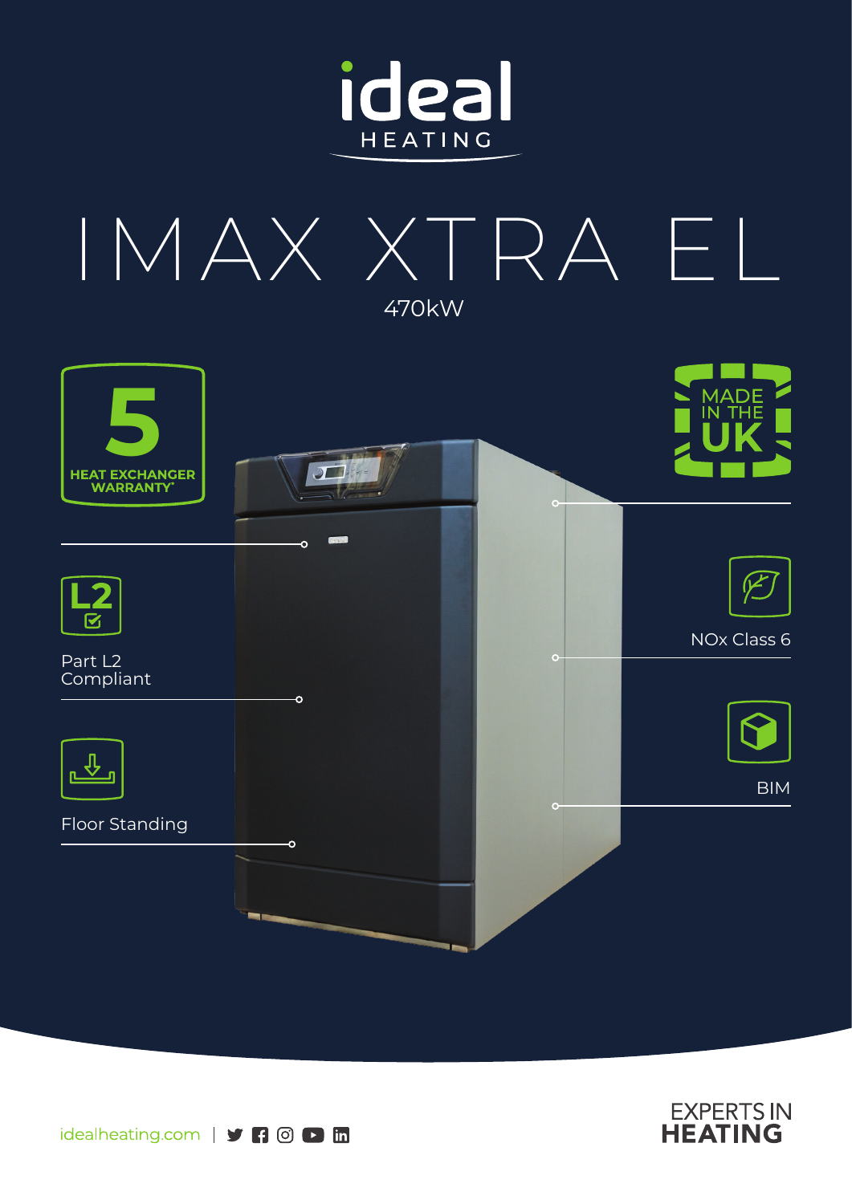ideal HEATING

# IMAX XTRA EL

470kW

5 HEAT EXCHANGER WARRANTY*

MADE IN THE UK

Part L2 Compliant

NOx Class 6

Floor Standing

BIM

idealheating.com

EXPERTS IN HEATING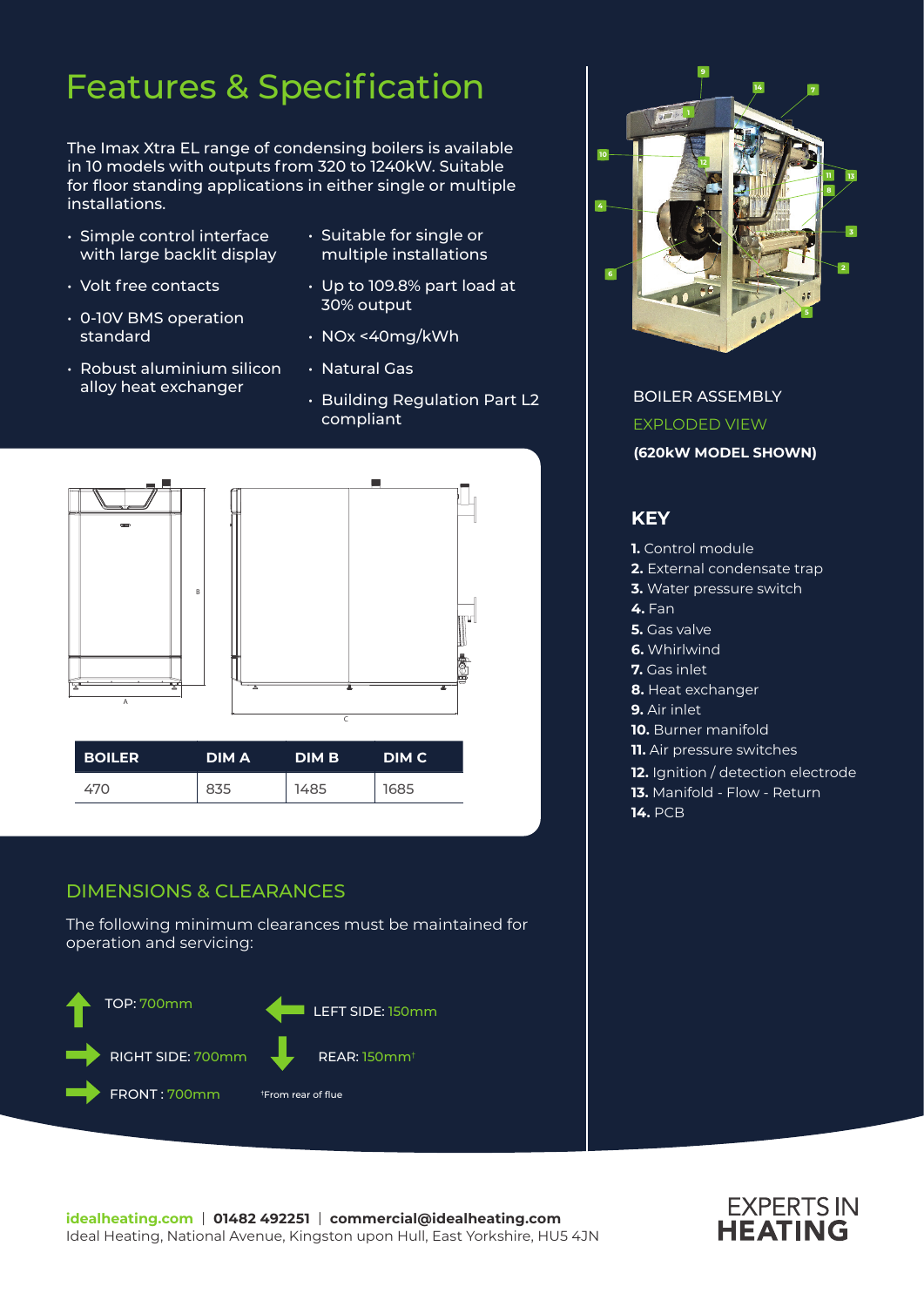# Features & Specification

The Imax Xtra EL range of condensing boilers is available in 10 models with outputs from 320 to 1240kW. Suitable for floor standing applications in either single or multiple installations.

- Simple control interface with large backlit display
- Volt free contacts
- 0-10V BMS operation standard
- Robust aluminium silicon alloy heat exchanger
- Suitable for single or multiple installations
- Up to 109.8% part load at 30% output
- NOx <40mg/kWh
- Natural Gas
- Building Regulation Part L2 compliant

| BOILER | DIM A | DIM B | DIM C |
|---|---|---|---|
| 470 | 835 | 1485 | 1685 |

## DIMENSIONS & CLEARANCES

The following minimum clearances must be maintained for operation and servicing:

- TOP: 700mm
- LEFT SIDE: 150mm
- RIGHT SIDE: 700mm
- REAR: 150mm†
- FRONT : 700mm

†From rear of flue

BOILER ASSEMBLY

EXPLODED VIEW

**(620kW MODEL SHOWN)**

## KEY

**1.** Control module
**2.** External condensate trap
**3.** Water pressure switch
**4.** Fan
**5.** Gas valve
**6.** Whirlwind
**7.** Gas inlet
**8.** Heat exchanger
**9.** Air inlet
**10.** Burner manifold
**11.** Air pressure switches
**12.** Ignition / detection electrode
**13.** Manifold - Flow - Return
**14.** PCB

**idealheating.com** | **01482 492251** | **commercial@idealheating.com**
Ideal Heating, National Avenue, Kingston upon Hull, East Yorkshire, HU5 4JN

EXPERTS IN **HEATING**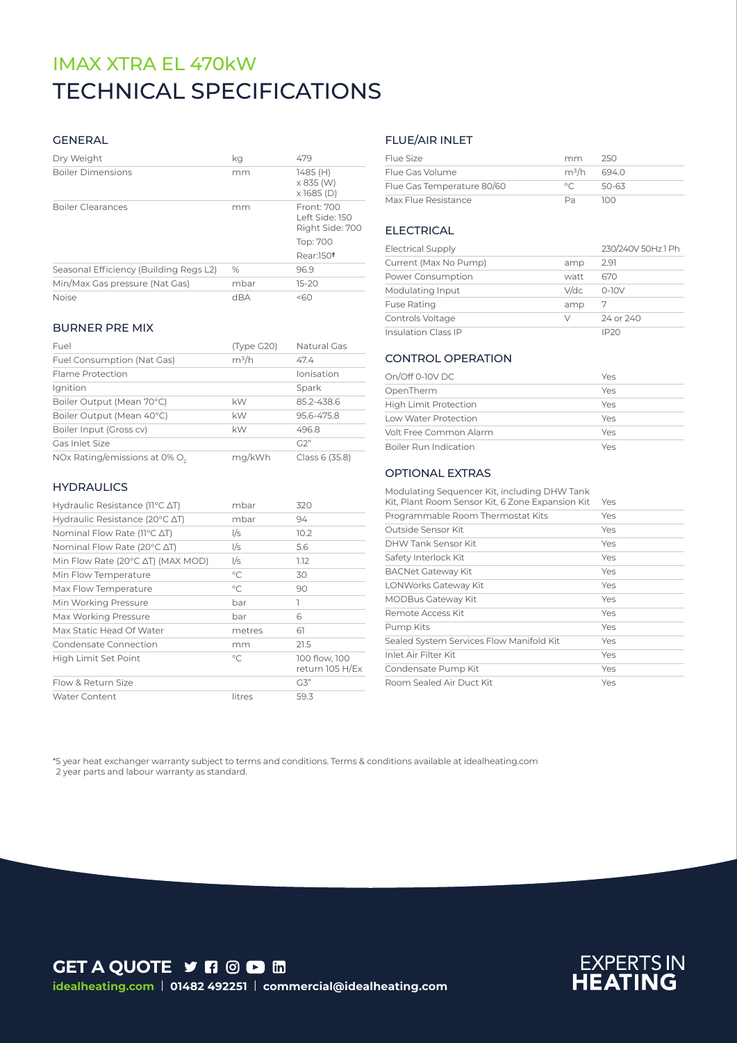# IMAX XTRA EL 470kW
# TECHNICAL SPECIFICATIONS

## GENERAL

| | | |
|---|---|---|
| Dry Weight | kg | 479 |
| Boiler Dimensions | mm | 1485 (H) x 835 (W) x 1685 (D) |
| Boiler Clearances | mm | Front: 700 Left Side: 150 Right Side: 700 Top: 700 Rear:150† |
| Seasonal Efficiency (Building Regs L2) | % | 96.9 |
| Min/Max Gas pressure (Nat Gas) | mbar | 15-20 |
| Noise | dBA | <60 |

## BURNER PRE MIX

| | | |
|---|---|---|
| Fuel | (Type G20) | Natural Gas |
| Fuel Consumption (Nat Gas) | $m^3/h$ | 47.4 |
| Flame Protection | | Ionisation |
| Ignition | | Spark |
| Boiler Output (Mean 70°C) | kW | 85.2-438.6 |
| Boiler Output (Mean 40°C) | kW | 95.6-475.8 |
| Boiler Input (Gross cv) | kW | 496.8 |
| Gas Inlet Size | | G2" |
| NOx Rating/emissions at 0% $O_2$ | mg/kWh | Class 6 (35.8) |

## HYDRAULICS

| | | |
|---|---|---|
| Hydraulic Resistance (11°C ΔT) | mbar | 320 |
| Hydraulic Resistance (20°C ΔT) | mbar | 94 |
| Nominal Flow Rate (11°C ΔT) | l/s | 10.2 |
| Nominal Flow Rate (20°C ΔT) | l/s | 5.6 |
| Min Flow Rate (20°C ΔT) (MAX MOD) | l/s | 1.12 |
| Min Flow Temperature | °C | 30 |
| Max Flow Temperature | °C | 90 |
| Min Working Pressure | bar | 1 |
| Max Working Pressure | bar | 6 |
| Max Static Head Of Water | metres | 61 |
| Condensate Connection | mm | 21.5 |
| High Limit Set Point | °C | 100 flow, 100 return 105 H/Ex |
| Flow & Return Size | | G3" |
| Water Content | litres | 59.3 |

## FLUE/AIR INLET

| | | |
|---|---|---|
| Flue Size | mm | 250 |
| Flue Gas Volume | $m^3/h$ | 694.0 |
| Flue Gas Temperature 80/60 | °C | 50-63 |
| Max Flue Resistance | Pa | 100 |

## ELECTRICAL

| | | |
|---|---|---|
| Electrical Supply | | 230/240V 50Hz 1 Ph |
| Current (Max No Pump) | amp | 2.91 |
| Power Consumption | watt | 670 |
| Modulating Input | V/dc | 0-10V |
| Fuse Rating | amp | 7 |
| Controls Voltage | V | 24 or 240 |
| Insulation Class IP | | IP20 |

## CONTROL OPERATION

| | |
|---|---|
| On/Off 0-10V DC | Yes |
| OpenTherm | Yes |
| High Limit Protection | Yes |
| Low Water Protection | Yes |
| Volt Free Common Alarm | Yes |
| Boiler Run Indication | Yes |

## OPTIONAL EXTRAS

| | |
|---|---|
| Modulating Sequencer Kit, including DHW Tank Kit, Plant Room Sensor Kit, 6 Zone Expansion Kit | Yes |
| Programmable Room Thermostat Kits | Yes |
| Outside Sensor Kit | Yes |
| DHW Tank Sensor Kit | Yes |
| Safety Interlock Kit | Yes |
| BACNet Gateway Kit | Yes |
| LONWorks Gateway Kit | Yes |
| MODBus Gateway Kit | Yes |
| Remote Access Kit | Yes |
| Pump Kits | Yes |
| Sealed System Services Flow Manifold Kit | Yes |
| Inlet Air Filter Kit | Yes |
| Condensate Pump Kit | Yes |
| Room Sealed Air Duct Kit | Yes |

*5 year heat exchanger warranty subject to terms and conditions. Terms & conditions available at idealheating.com
2 year parts and labour warranty as standard.

**GET A QUOTE**

**idealheating.com** | **01482 492251** | **commercial@idealheating.com**

EXPERTS IN **HEATING**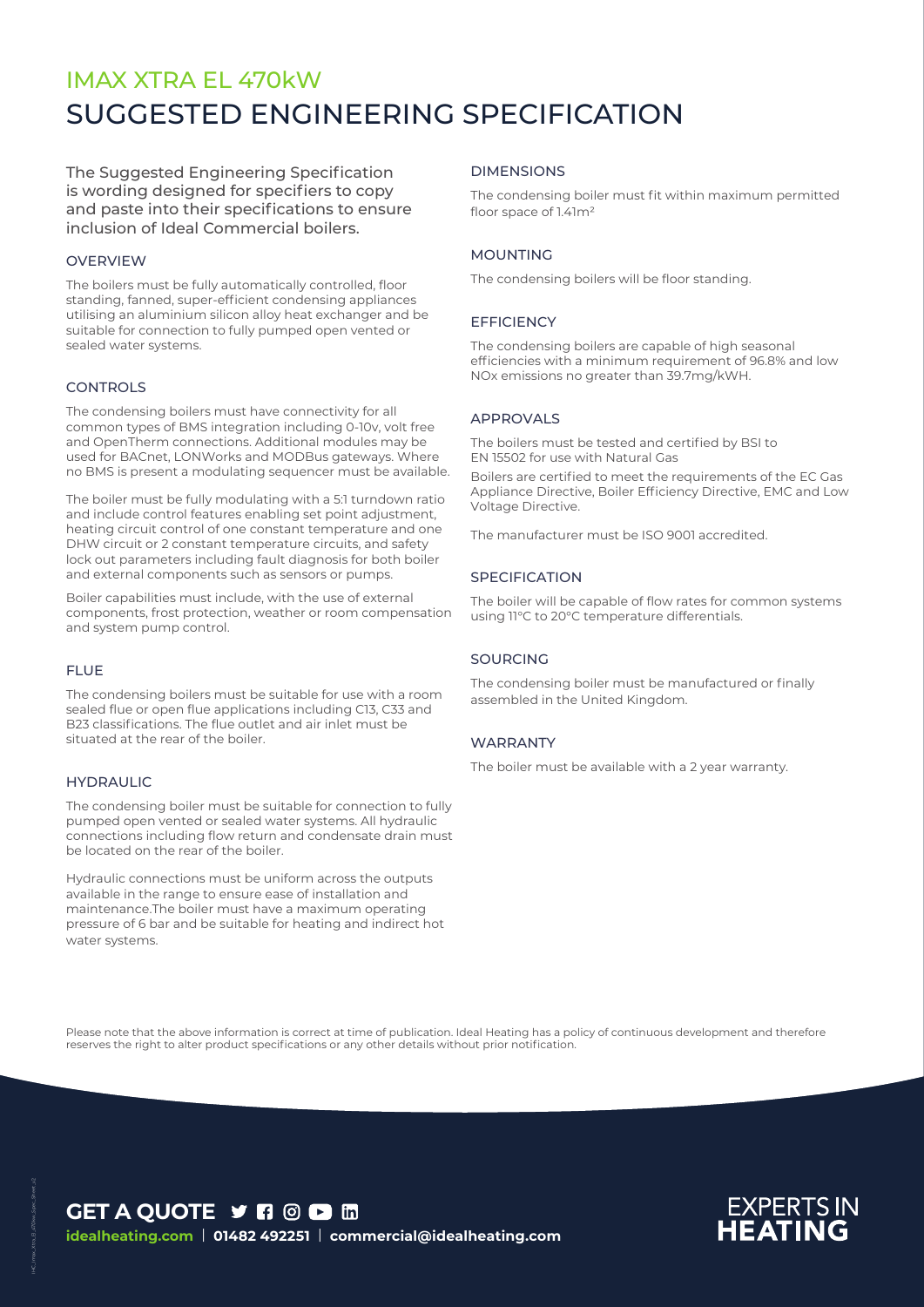# IMAX XTRA EL 470kW

# SUGGESTED ENGINEERING SPECIFICATION

The Suggested Engineering Specification is wording designed for specifiers to copy and paste into their specifications to ensure inclusion of Ideal Commercial boilers.

## OVERVIEW

The boilers must be fully automatically controlled, floor standing, fanned, super-efficient condensing appliances utilising an aluminium silicon alloy heat exchanger and be suitable for connection to fully pumped open vented or sealed water systems.

## CONTROLS

The condensing boilers must have connectivity for all common types of BMS integration including 0-10v, volt free and OpenTherm connections. Additional modules may be used for BACnet, LONWorks and MODBus gateways. Where no BMS is present a modulating sequencer must be available.

The boiler must be fully modulating with a 5:1 turndown ratio and include control features enabling set point adjustment, heating circuit control of one constant temperature and one DHW circuit or 2 constant temperature circuits, and safety lock out parameters including fault diagnosis for both boiler and external components such as sensors or pumps.

Boiler capabilities must include, with the use of external components, frost protection, weather or room compensation and system pump control.

## FLUE

The condensing boilers must be suitable for use with a room sealed flue or open flue applications including C13, C33 and B23 classifications. The flue outlet and air inlet must be situated at the rear of the boiler.

## HYDRAULIC

The condensing boiler must be suitable for connection to fully pumped open vented or sealed water systems. All hydraulic connections including flow return and condensate drain must be located on the rear of the boiler.

Hydraulic connections must be uniform across the outputs available in the range to ensure ease of installation and maintenance.The boiler must have a maximum operating pressure of 6 bar and be suitable for heating and indirect hot water systems.

## DIMENSIONS

The condensing boiler must fit within maximum permitted floor space of 1.41m²

## MOUNTING

The condensing boilers will be floor standing.

## EFFICIENCY

The condensing boilers are capable of high seasonal efficiencies with a minimum requirement of 96.8% and low NOx emissions no greater than 39.7mg/kWH.

## APPROVALS

The boilers must be tested and certified by BSI to EN 15502 for use with Natural Gas

Boilers are certified to meet the requirements of the EC Gas Appliance Directive, Boiler Efficiency Directive, EMC and Low Voltage Directive.

The manufacturer must be ISO 9001 accredited.

## SPECIFICATION

The boiler will be capable of flow rates for common systems using 11°C to 20°C temperature differentials.

## SOURCING

The condensing boiler must be manufactured or finally assembled in the United Kingdom.

## WARRANTY

The boiler must be available with a 2 year warranty.

Please note that the above information is correct at time of publication. Ideal Heating has a policy of continuous development and therefore reserves the right to alter product specifications or any other details without prior notification.

**GET A QUOTE**

**idealheating.com** | **01482 492251** | **commercial@idealheating.com**

**EXPERTS IN HEATING**